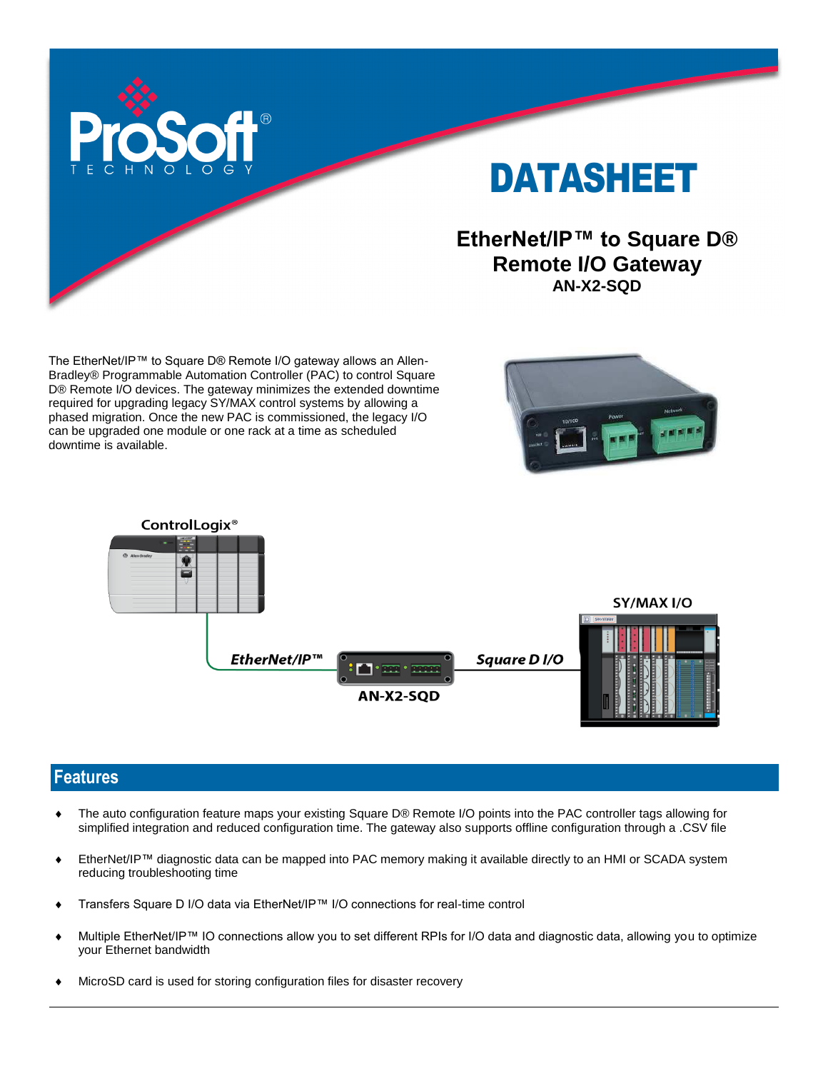# DATASHEET

## EtherNet/IP™ to Square D® Remote I/O Gateway

**AN-X2-SQD**

The EtherNet/IP™ to Square D® Remote I/O gateway allows an Allen-Bradley® Programmable Automation Controller (PAC) to control Square D® Remote I/O devices. The gateway minimizes the extended downtime required for upgrading legacy SY/MAX control systems by allowing a phased migration. Once the new PAC is commissioned, the legacy I/O can be upgraded one module or one rack at a time as scheduled downtime is available.

## Features

- The auto configuration feature maps your existing Square D® Remote I/O points into the PAC controller tags allowing for simplified integration and reduced configuration time. The gateway also supports offline configuration through a .CSV file
- EtherNet/IP™ diagnostic data can be mapped into PAC memory making it available directly to an HMI or SCADA system reducing troubleshooting time
- Transfers Square D I/O data via EtherNet/IP™ I/O connections for real-time control
- Multiple EtherNet/IP™ IO connections allow you to set different RPIs for I/O data and diagnostic data, allowing you to optimize your Ethernet bandwidth
- MicroSD card is used for storing configuration files for disaster recovery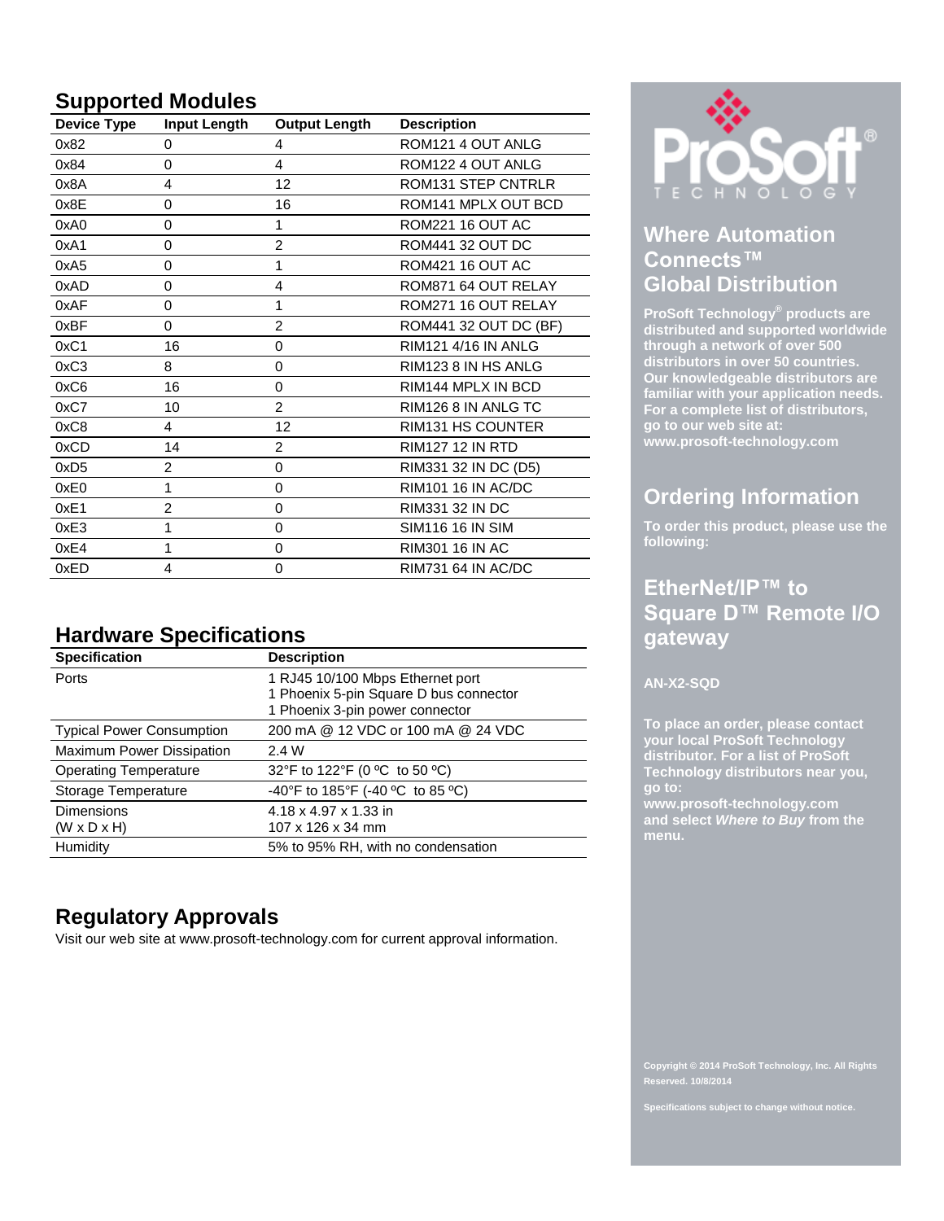## Supported Modules

| Device Type | Input Length | Output Length | Description |
|---|---|---|---|
| 0x82 | 0 | 4 | ROM121 4 OUT ANLG |
| 0x84 | 0 | 4 | ROM122 4 OUT ANLG |
| 0x8A | 4 | 12 | ROM131 STEP CNTRLR |
| 0x8E | 0 | 16 | ROM141 MPLX OUT BCD |
| 0xA0 | 0 | 1 | ROM221 16 OUT AC |
| 0xA1 | 0 | 2 | ROM441 32 OUT DC |
| 0xA5 | 0 | 1 | ROM421 16 OUT AC |
| 0xAD | 0 | 4 | ROM871 64 OUT RELAY |
| 0xAF | 0 | 1 | ROM271 16 OUT RELAY |
| 0xBF | 0 | 2 | ROM441 32 OUT DC (BF) |
| 0xC1 | 16 | 0 | RIM121 4/16 IN ANLG |
| 0xC3 | 8 | 0 | RIM123 8 IN HS ANLG |
| 0xC6 | 16 | 0 | RIM144 MPLX IN BCD |
| 0xC7 | 10 | 2 | RIM126 8 IN ANLG TC |
| 0xC8 | 4 | 12 | RIM131 HS COUNTER |
| 0xCD | 14 | 2 | RIM127 12 IN RTD |
| 0xD5 | 2 | 0 | RIM331 32 IN DC (D5) |
| 0xE0 | 1 | 0 | RIM101 16 IN AC/DC |
| 0xE1 | 2 | 0 | RIM331 32 IN DC |
| 0xE3 | 1 | 0 | SIM116 16 IN SIM |
| 0xE4 | 1 | 0 | RIM301 16 IN AC |
| 0xED | 4 | 0 | RIM731 64 IN AC/DC |

## Hardware Specifications

| Specification | Description |
|---|---|
| Ports | 1 RJ45 10/100 Mbps Ethernet port<br>1 Phoenix 5-pin Square D bus connector<br>1 Phoenix 3-pin power connector |
| Typical Power Consumption | 200 mA @ 12 VDC or 100 mA @ 24 VDC |
| Maximum Power Dissipation | 2.4 W |
| Operating Temperature | 32°F to 122°F (0 ºC to 50 ºC) |
| Storage Temperature | -40°F to 185°F (-40 ºC to 85 ºC) |
| Dimensions (W x D x H) | 4.18 x 4.97 x 1.33 in<br>107 x 126 x 34 mm |
| Humidity | 5% to 95% RH, with no condensation |

## Regulatory Approvals

Visit our web site at www.prosoft-technology.com for current approval information.

ProSoft TECHNOLOGY

## Where Automation Connects™ Global Distribution

ProSoft Technology® products are distributed and supported worldwide through a network of over 500 distributors in over 50 countries. Our knowledgeable distributors are familiar with your application needs. For a complete list of distributors, go to our web site at: www.prosoft-technology.com

## Ordering Information

To order this product, please use the following:

## EtherNet/IP™ to Square D™ Remote I/O gateway

**AN-X2-SQD**

To place an order, please contact your local ProSoft Technology distributor. For a list of ProSoft Technology distributors near you, go to: www.prosoft-technology.com and select *Where to Buy* from the menu.

Copyright © 2014 ProSoft Technology, Inc. All Rights Reserved. 10/8/2014

Specifications subject to change without notice.